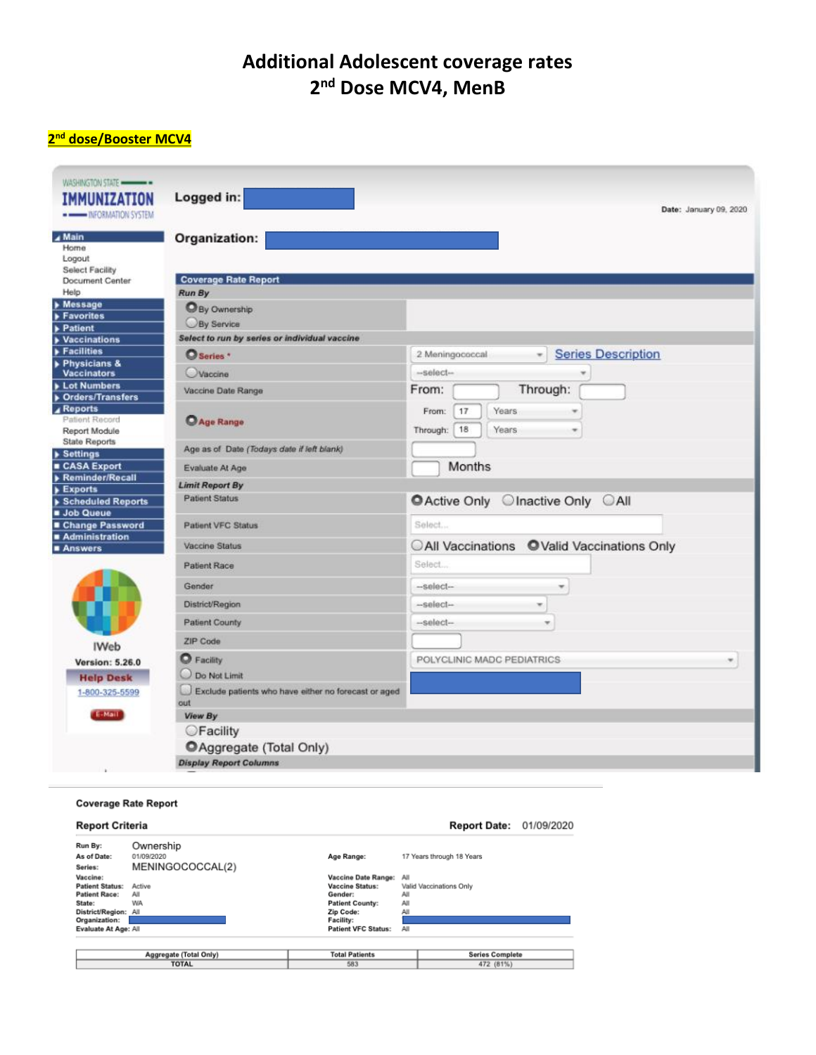# Additional Adolescent coverage rates
## 2nd Dose MCV4, MenB

**2nd dose/Booster MCV4**

WASHINGTON STATE IMMUNIZATION INFORMATION SYSTEM

**Logged in:**

**Date:** January 09, 2020

**Organization:**

- Main
  - Home
  - Logout
  - Select Facility
  - Document Center
  - Help
- Message
- Favorites
- Patient
- Vaccinations
- Facilities
- Physicians & Vaccinators
- Lot Numbers
- Orders/Transfers
- Reports
  - Patient Record
  - Report Module
  - State Reports
- Settings
- CASA Export
- Reminder/Recall
- Exports
- Scheduled Reports
- Job Queue
- Change Password
- Administration
- Answers

IWeb
Version: 5.26.0
Help Desk
1-800-325-5599
E-Mail

**Coverage Rate Report**

*Run By*

- (●) By Ownership
- ( ) By Service

*Select to run by series or individual vaccine*

| | |
|---|---|
| (●) Series * | 2 Meningococcal — Series Description |
| ( ) Vaccine | --select-- |
| Vaccine Date Range | From: Through: |
| (●) Age Range | From: 17 Years; Through: 18 Years |
| Age as of Date (Todays date if left blank) | |
| Evaluate At Age | Months |

*Limit Report By*

| | |
|---|---|
| Patient Status | (●) Active Only ( ) Inactive Only ( ) All |
| Patient VFC Status | Select... |
| Vaccine Status | ( ) All Vaccinations (●) Valid Vaccinations Only |
| Patient Race | Select... |
| Gender | --select-- |
| District/Region | --select-- |
| Patient County | --select-- |
| ZIP Code | |
| (●) Facility | POLYCLINIC MADC PEDIATRICS |
| ( ) Do Not Limit | |
| [ ] Exclude patients who have either no forecast or aged out | |

*View By*

- ( ) Facility
- (●) Aggregate (Total Only)

*Display Report Columns*

---

**Coverage Rate Report**

**Report Criteria** — **Report Date:** 01/09/2020

| | | | |
|---|---|---|---|
| **Run By:** | Ownership | | |
| **As of Date:** | 01/09/2020 | **Age Range:** | 17 Years through 18 Years |
| **Series:** | MENINGOCOCCAL(2) | | |
| **Vaccine:** | | **Vaccine Date Range:** | All |
| **Patient Status:** | Active | **Vaccine Status:** | Valid Vaccinations Only |
| **Patient Race:** | All | **Gender:** | All |
| **State:** | WA | **Patient County:** | All |
| **District/Region:** | All | **Zip Code:** | All |
| **Organization:** | | **Facility:** | |
| **Evaluate At Age:** | All | **Patient VFC Status:** | All |

| Aggregate (Total Only) | Total Patients | Series Complete |
|---|---|---|
| TOTAL | 583 | 472 (81%) |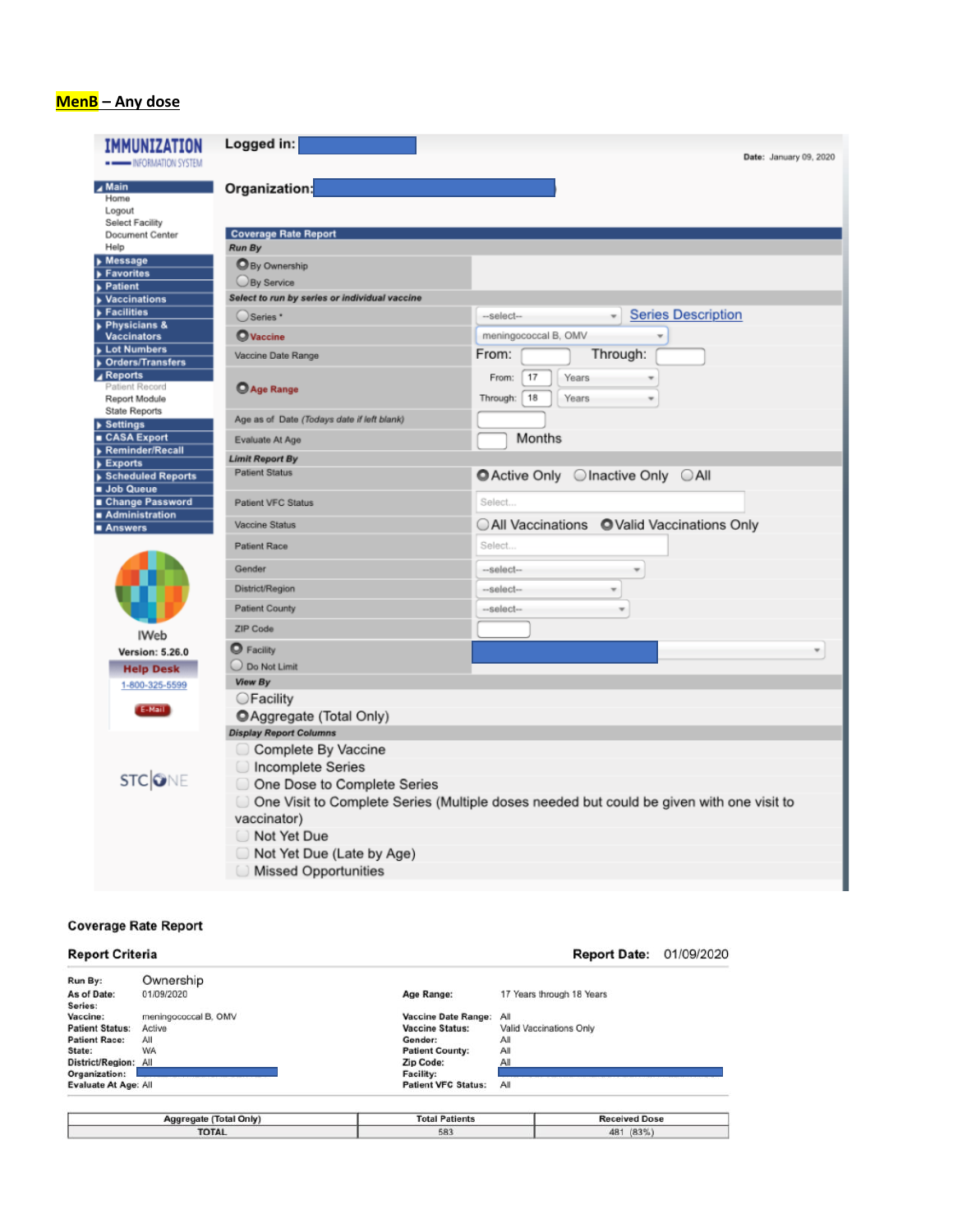**MenB – Any dose**

**IMMUNIZATION** INFORMATION SYSTEM

**Logged in:**

**Organization:**

**Date:** January 09, 2020

- **Main**
  - Home
  - Logout
  - Select Facility
  - Document Center
  - Help
- **Message**
- **Favorites**
- **Patient**
- **Vaccinations**
- **Facilities**
- **Physicians & Vaccinators**
- **Lot Numbers**
- **Orders/Transfers**
- **Reports**
  - Patient Record
  - Report Module
  - State Reports
- **Settings**
- **CASA Export**
- **Reminder/Recall**
- **Exports**
- **Scheduled Reports**
- **Job Queue**
- **Change Password**
- **Administration**
- **Answers**

IWeb

**Version: 5.26.0**

**Help Desk**

1-800-325-5599

E-Mail

STC|ONE

**Coverage Rate Report**

***Run By***

- ◉ By Ownership
- ○ By Service

***Select to run by series or individual vaccine***

| | |
|---|---|
| ○ Series * | --select-- Series Description |
| ◉ Vaccine | meningococcal B, OMV |
| Vaccine Date Range | From: Through: |
| ◉ Age Range | From: 17 Years / Through: 18 Years |
| Age as of Date *(Todays date if left blank)* | |
| Evaluate At Age | Months |

***Limit Report By***

| | |
|---|---|
| Patient Status | ◉ Active Only ○ Inactive Only ○ All |
| Patient VFC Status | Select... |
| Vaccine Status | ○ All Vaccinations ◉ Valid Vaccinations Only |
| Patient Race | Select... |
| Gender | --select-- |
| District/Region | --select-- |
| Patient County | --select-- |
| ZIP Code | |
| ◉ Facility / ○ Do Not Limit | |

***View By***

- ○ Facility
- ◉ Aggregate (Total Only)

***Display Report Columns***

- ☐ Complete By Vaccine
- ☐ Incomplete Series
- ☐ One Dose to Complete Series
- ☐ One Visit to Complete Series (Multiple doses needed but could be given with one visit to vaccinator)
- ☐ Not Yet Due
- ☐ Not Yet Due (Late by Age)
- ☐ Missed Opportunities

**Coverage Rate Report**

**Report Criteria** **Report Date:** 01/09/2020

| | | | |
|---|---|---|---|
| **Run By:** | Ownership | | |
| **As of Date:** | 01/09/2020 | **Age Range:** | 17 Years through 18 Years |
| **Series:** | | | |
| **Vaccine:** | meningococcal B, OMV | **Vaccine Date Range:** | All |
| **Patient Status:** | Active | **Vaccine Status:** | Valid Vaccinations Only |
| **Patient Race:** | All | **Gender:** | All |
| **State:** | WA | **Patient County:** | All |
| **District/Region:** | All | **Zip Code:** | All |
| **Organization:** | | **Facility:** | |
| **Evaluate At Age:** | All | **Patient VFC Status:** | All |

| Aggregate (Total Only) | Total Patients | Received Dose |
|---|---|---|
| TOTAL | 583 | 481 (83%) |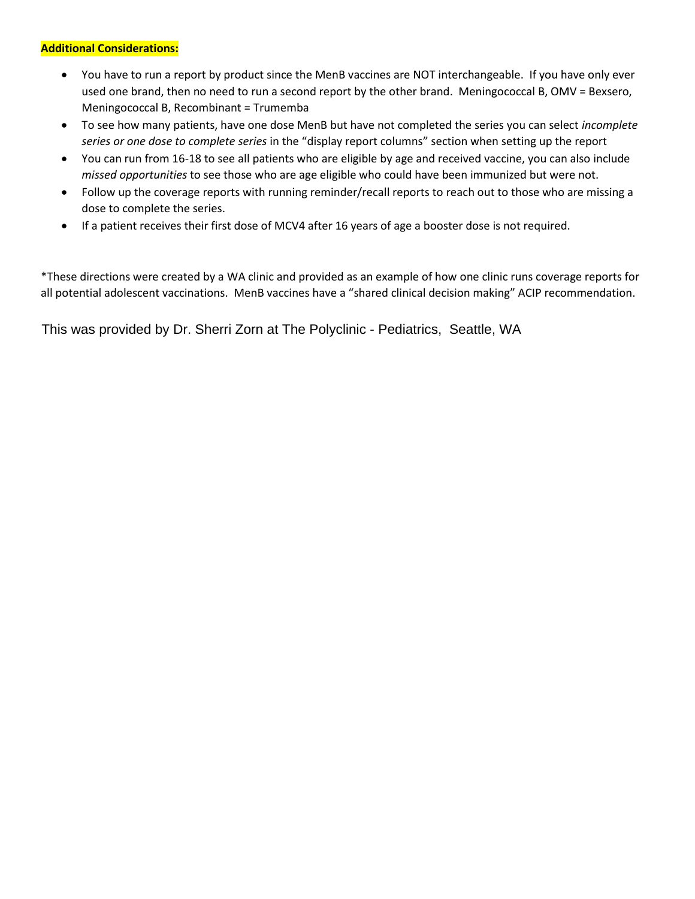**Additional Considerations:**

- You have to run a report by product since the MenB vaccines are NOT interchangeable. If you have only ever used one brand, then no need to run a second report by the other brand. Meningococcal B, OMV = Bexsero, Meningococcal B, Recombinant = Trumemba
- To see how many patients, have one dose MenB but have not completed the series you can select *incomplete series or one dose to complete series* in the "display report columns" section when setting up the report
- You can run from 16-18 to see all patients who are eligible by age and received vaccine, you can also include *missed opportunities* to see those who are age eligible who could have been immunized but were not.
- Follow up the coverage reports with running reminder/recall reports to reach out to those who are missing a dose to complete the series.
- If a patient receives their first dose of MCV4 after 16 years of age a booster dose is not required.

*These directions were created by a WA clinic and provided as an example of how one clinic runs coverage reports for all potential adolescent vaccinations. MenB vaccines have a "shared clinical decision making" ACIP recommendation.

This was provided by Dr. Sherri Zorn at The Polyclinic - Pediatrics, Seattle, WA